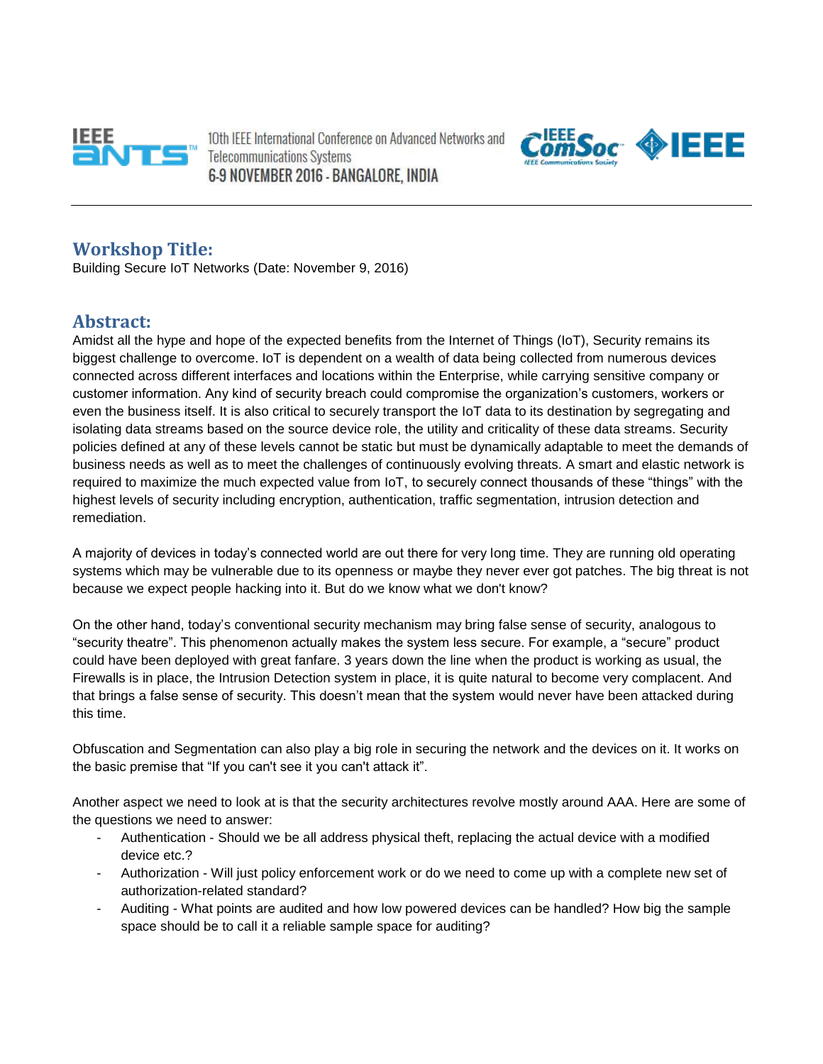10th IEEE International Conference on Advanced Networks and Telecommunications Systems
6-9 NOVEMBER 2016 - BANGALORE, INDIA

## Workshop Title:

Building Secure IoT Networks (Date: November 9, 2016)

## Abstract:

Amidst all the hype and hope of the expected benefits from the Internet of Things (IoT), Security remains its biggest challenge to overcome. IoT is dependent on a wealth of data being collected from numerous devices connected across different interfaces and locations within the Enterprise, while carrying sensitive company or customer information. Any kind of security breach could compromise the organization's customers, workers or even the business itself. It is also critical to securely transport the IoT data to its destination by segregating and isolating data streams based on the source device role, the utility and criticality of these data streams. Security policies defined at any of these levels cannot be static but must be dynamically adaptable to meet the demands of business needs as well as to meet the challenges of continuously evolving threats. A smart and elastic network is required to maximize the much expected value from IoT, to securely connect thousands of these "things" with the highest levels of security including encryption, authentication, traffic segmentation, intrusion detection and remediation.

A majority of devices in today's connected world are out there for very long time. They are running old operating systems which may be vulnerable due to its openness or maybe they never ever got patches. The big threat is not because we expect people hacking into it. But do we know what we don't know?

On the other hand, today's conventional security mechanism may bring false sense of security, analogous to "security theatre". This phenomenon actually makes the system less secure. For example, a "secure" product could have been deployed with great fanfare. 3 years down the line when the product is working as usual, the Firewalls is in place, the Intrusion Detection system in place, it is quite natural to become very complacent. And that brings a false sense of security. This doesn't mean that the system would never have been attacked during this time.

Obfuscation and Segmentation can also play a big role in securing the network and the devices on it. It works on the basic premise that "If you can't see it you can't attack it".

Another aspect we need to look at is that the security architectures revolve mostly around AAA. Here are some of the questions we need to answer:

- Authentication - Should we be all address physical theft, replacing the actual device with a modified device etc.?
- Authorization - Will just policy enforcement work or do we need to come up with a complete new set of authorization-related standard?
- Auditing - What points are audited and how low powered devices can be handled? How big the sample space should be to call it a reliable sample space for auditing?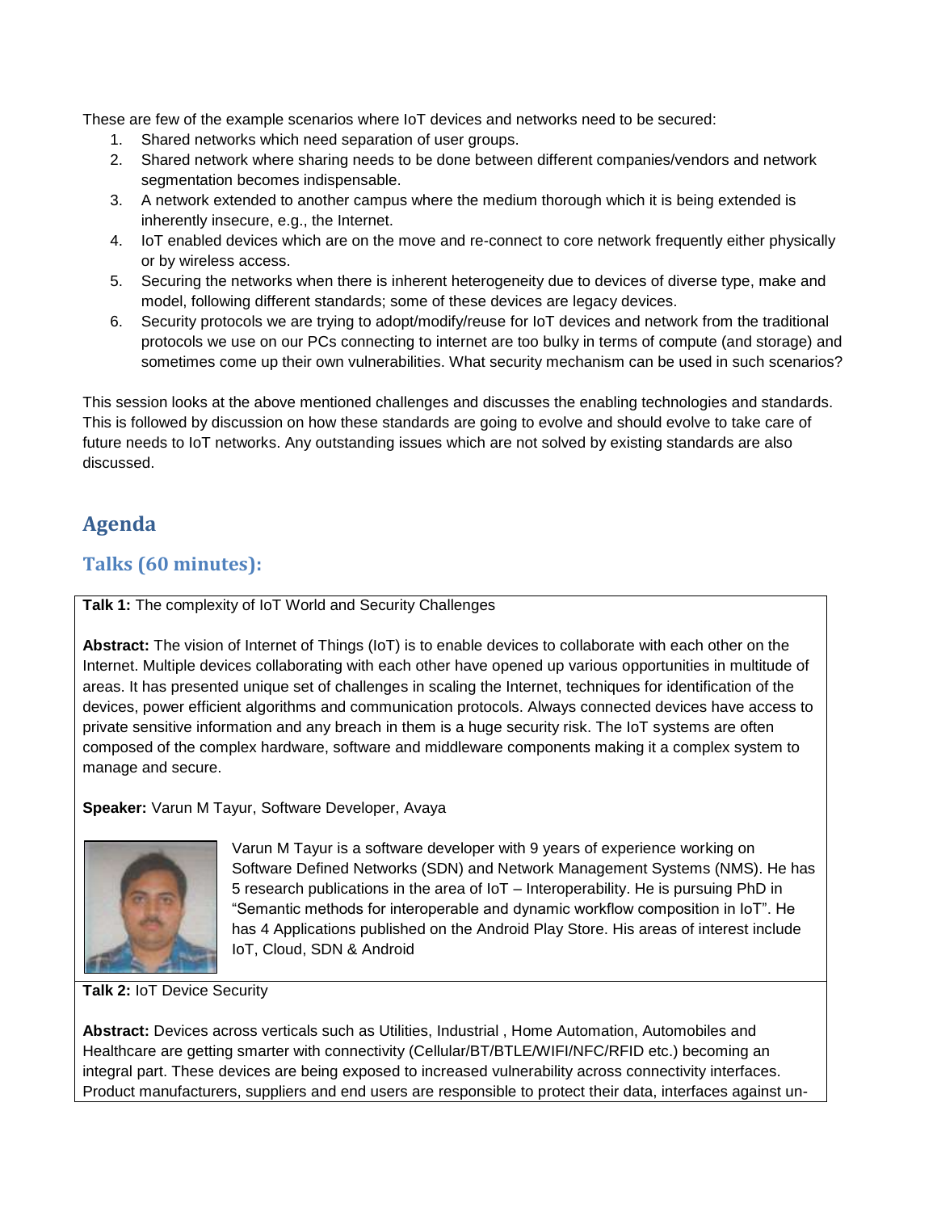These are few of the example scenarios where IoT devices and networks need to be secured:

1. Shared networks which need separation of user groups.
2. Shared network where sharing needs to be done between different companies/vendors and network segmentation becomes indispensable.
3. A network extended to another campus where the medium thorough which it is being extended is inherently insecure, e.g., the Internet.
4. IoT enabled devices which are on the move and re-connect to core network frequently either physically or by wireless access.
5. Securing the networks when there is inherent heterogeneity due to devices of diverse type, make and model, following different standards; some of these devices are legacy devices.
6. Security protocols we are trying to adopt/modify/reuse for IoT devices and network from the traditional protocols we use on our PCs connecting to internet are too bulky in terms of compute (and storage) and sometimes come up their own vulnerabilities. What security mechanism can be used in such scenarios?

This session looks at the above mentioned challenges and discusses the enabling technologies and standards. This is followed by discussion on how these standards are going to evolve and should evolve to take care of future needs to IoT networks. Any outstanding issues which are not solved by existing standards are also discussed.

## Agenda

### Talks (60 minutes):

**Talk 1:** The complexity of IoT World and Security Challenges

**Abstract:** The vision of Internet of Things (IoT) is to enable devices to collaborate with each other on the Internet. Multiple devices collaborating with each other have opened up various opportunities in multitude of areas. It has presented unique set of challenges in scaling the Internet, techniques for identification of the devices, power efficient algorithms and communication protocols. Always connected devices have access to private sensitive information and any breach in them is a huge security risk. The IoT systems are often composed of the complex hardware, software and middleware components making it a complex system to manage and secure.

**Speaker:** Varun M Tayur, Software Developer, Avaya

Varun M Tayur is a software developer with 9 years of experience working on Software Defined Networks (SDN) and Network Management Systems (NMS). He has 5 research publications in the area of IoT – Interoperability. He is pursuing PhD in "Semantic methods for interoperable and dynamic workflow composition in IoT". He has 4 Applications published on the Android Play Store. His areas of interest include IoT, Cloud, SDN & Android

**Talk 2:** IoT Device Security

**Abstract:** Devices across verticals such as Utilities, Industrial , Home Automation, Automobiles and Healthcare are getting smarter with connectivity (Cellular/BT/BTLE/WIFI/NFC/RFID etc.) becoming an integral part. These devices are being exposed to increased vulnerability across connectivity interfaces. Product manufacturers, suppliers and end users are responsible to protect their data, interfaces against un-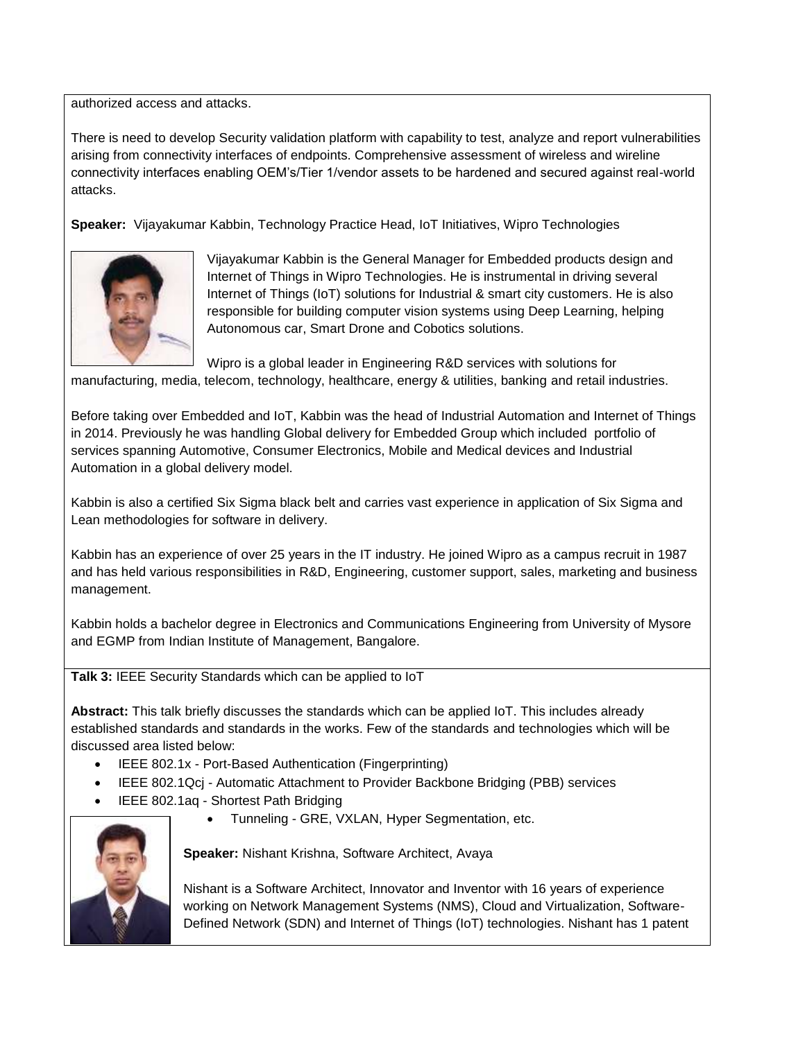authorized access and attacks.

There is need to develop Security validation platform with capability to test, analyze and report vulnerabilities arising from connectivity interfaces of endpoints. Comprehensive assessment of wireless and wireline connectivity interfaces enabling OEM's/Tier 1/vendor assets to be hardened and secured against real-world attacks.

**Speaker:** Vijayakumar Kabbin, Technology Practice Head, IoT Initiatives, Wipro Technologies

Vijayakumar Kabbin is the General Manager for Embedded products design and Internet of Things in Wipro Technologies. He is instrumental in driving several Internet of Things (IoT) solutions for Industrial & smart city customers. He is also responsible for building computer vision systems using Deep Learning, helping Autonomous car, Smart Drone and Cobotics solutions.

Wipro is a global leader in Engineering R&D services with solutions for manufacturing, media, telecom, technology, healthcare, energy & utilities, banking and retail industries.

Before taking over Embedded and IoT, Kabbin was the head of Industrial Automation and Internet of Things in 2014. Previously he was handling Global delivery for Embedded Group which included portfolio of services spanning Automotive, Consumer Electronics, Mobile and Medical devices and Industrial Automation in a global delivery model.

Kabbin is also a certified Six Sigma black belt and carries vast experience in application of Six Sigma and Lean methodologies for software in delivery.

Kabbin has an experience of over 25 years in the IT industry. He joined Wipro as a campus recruit in 1987 and has held various responsibilities in R&D, Engineering, customer support, sales, marketing and business management.

Kabbin holds a bachelor degree in Electronics and Communications Engineering from University of Mysore and EGMP from Indian Institute of Management, Bangalore.

**Talk 3:** IEEE Security Standards which can be applied to IoT

**Abstract:** This talk briefly discusses the standards which can be applied IoT. This includes already established standards and standards in the works. Few of the standards and technologies which will be discussed area listed below:

- IEEE 802.1x - Port-Based Authentication (Fingerprinting)
- IEEE 802.1Qcj - Automatic Attachment to Provider Backbone Bridging (PBB) services
- IEEE 802.1aq - Shortest Path Bridging
- Tunneling - GRE, VXLAN, Hyper Segmentation, etc.

**Speaker:** Nishant Krishna, Software Architect, Avaya

Nishant is a Software Architect, Innovator and Inventor with 16 years of experience working on Network Management Systems (NMS), Cloud and Virtualization, Software-Defined Network (SDN) and Internet of Things (IoT) technologies. Nishant has 1 patent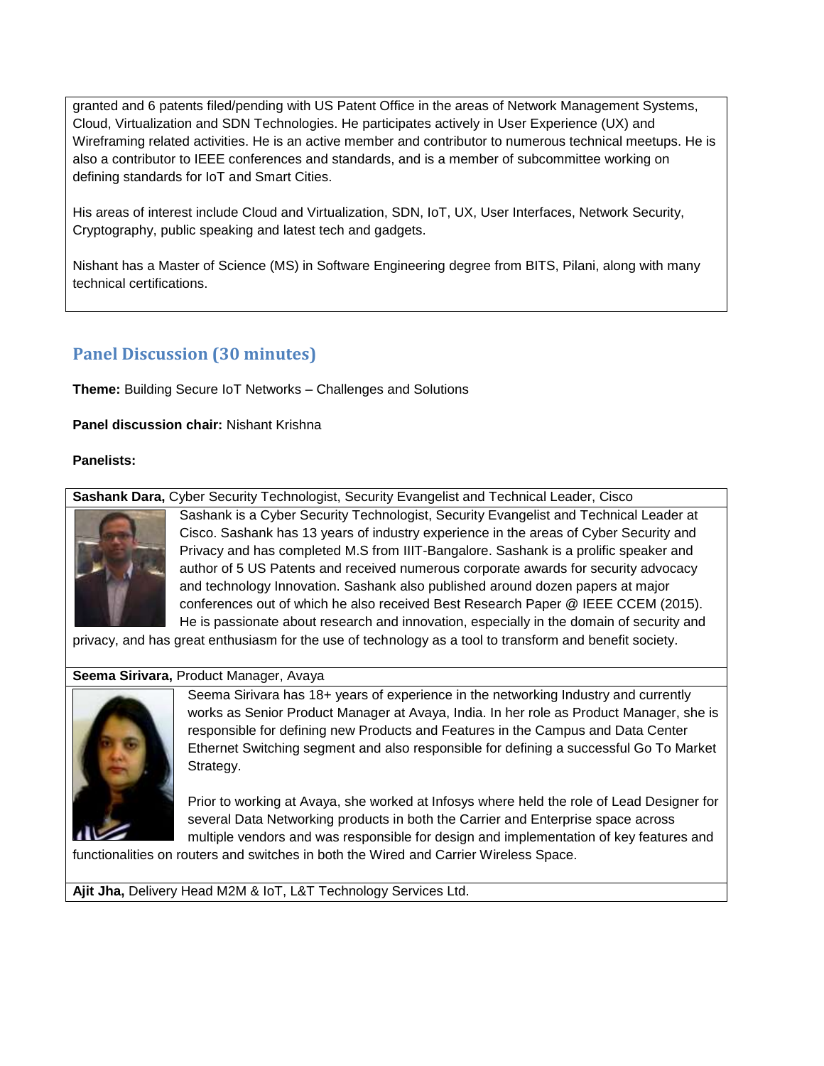granted and 6 patents filed/pending with US Patent Office in the areas of Network Management Systems, Cloud, Virtualization and SDN Technologies. He participates actively in User Experience (UX) and Wireframing related activities. He is an active member and contributor to numerous technical meetups. He is also a contributor to IEEE conferences and standards, and is a member of subcommittee working on defining standards for IoT and Smart Cities.

His areas of interest include Cloud and Virtualization, SDN, IoT, UX, User Interfaces, Network Security, Cryptography, public speaking and latest tech and gadgets.

Nishant has a Master of Science (MS) in Software Engineering degree from BITS, Pilani, along with many technical certifications.

## Panel Discussion (30 minutes)

**Theme:** Building Secure IoT Networks – Challenges and Solutions

**Panel discussion chair:** Nishant Krishna

**Panelists:**

**Sashank Dara,** Cyber Security Technologist, Security Evangelist and Technical Leader, Cisco

Sashank is a Cyber Security Technologist, Security Evangelist and Technical Leader at Cisco. Sashank has 13 years of industry experience in the areas of Cyber Security and Privacy and has completed M.S from IIIT-Bangalore. Sashank is a prolific speaker and author of 5 US Patents and received numerous corporate awards for security advocacy and technology Innovation. Sashank also published around dozen papers at major conferences out of which he also received Best Research Paper @ IEEE CCEM (2015). He is passionate about research and innovation, especially in the domain of security and privacy, and has great enthusiasm for the use of technology as a tool to transform and benefit society.

**Seema Sirivara,** Product Manager, Avaya

Seema Sirivara has 18+ years of experience in the networking Industry and currently works as Senior Product Manager at Avaya, India. In her role as Product Manager, she is responsible for defining new Products and Features in the Campus and Data Center Ethernet Switching segment and also responsible for defining a successful Go To Market Strategy.

Prior to working at Avaya, she worked at Infosys where held the role of Lead Designer for several Data Networking products in both the Carrier and Enterprise space across multiple vendors and was responsible for design and implementation of key features and functionalities on routers and switches in both the Wired and Carrier Wireless Space.

**Ajit Jha,** Delivery Head M2M & IoT, L&T Technology Services Ltd.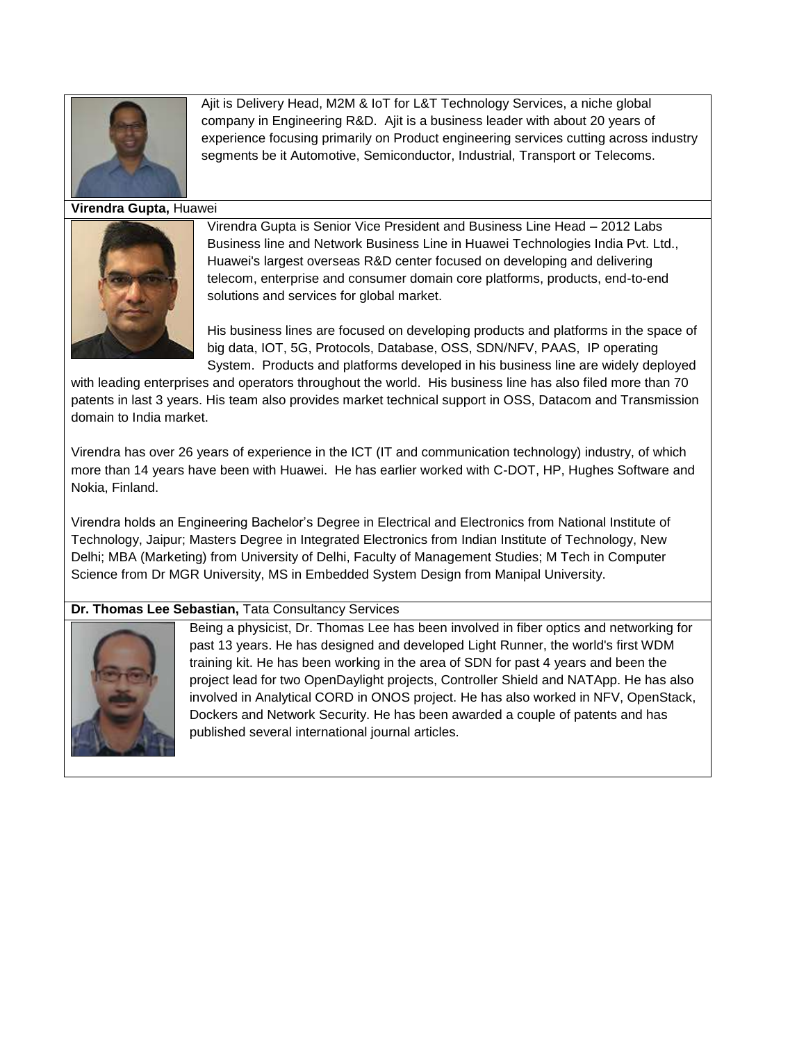Ajit is Delivery Head, M2M & IoT for L&T Technology Services, a niche global company in Engineering R&D. Ajit is a business leader with about 20 years of experience focusing primarily on Product engineering services cutting across industry segments be it Automotive, Semiconductor, Industrial, Transport or Telecoms.

**Virendra Gupta,** Huawei

Virendra Gupta is Senior Vice President and Business Line Head – 2012 Labs Business line and Network Business Line in Huawei Technologies India Pvt. Ltd., Huawei's largest overseas R&D center focused on developing and delivering telecom, enterprise and consumer domain core platforms, products, end-to-end solutions and services for global market.

His business lines are focused on developing products and platforms in the space of big data, IOT, 5G, Protocols, Database, OSS, SDN/NFV, PAAS, IP operating System. Products and platforms developed in his business line are widely deployed with leading enterprises and operators throughout the world. His business line has also filed more than 70 patents in last 3 years. His team also provides market technical support in OSS, Datacom and Transmission domain to India market.

Virendra has over 26 years of experience in the ICT (IT and communication technology) industry, of which more than 14 years have been with Huawei. He has earlier worked with C-DOT, HP, Hughes Software and Nokia, Finland.

Virendra holds an Engineering Bachelor's Degree in Electrical and Electronics from National Institute of Technology, Jaipur; Masters Degree in Integrated Electronics from Indian Institute of Technology, New Delhi; MBA (Marketing) from University of Delhi, Faculty of Management Studies; M Tech in Computer Science from Dr MGR University, MS in Embedded System Design from Manipal University.

**Dr. Thomas Lee Sebastian,** Tata Consultancy Services

Being a physicist, Dr. Thomas Lee has been involved in fiber optics and networking for past 13 years. He has designed and developed Light Runner, the world's first WDM training kit. He has been working in the area of SDN for past 4 years and been the project lead for two OpenDaylight projects, Controller Shield and NATApp. He has also involved in Analytical CORD in ONOS project. He has also worked in NFV, OpenStack, Dockers and Network Security. He has been awarded a couple of patents and has published several international journal articles.